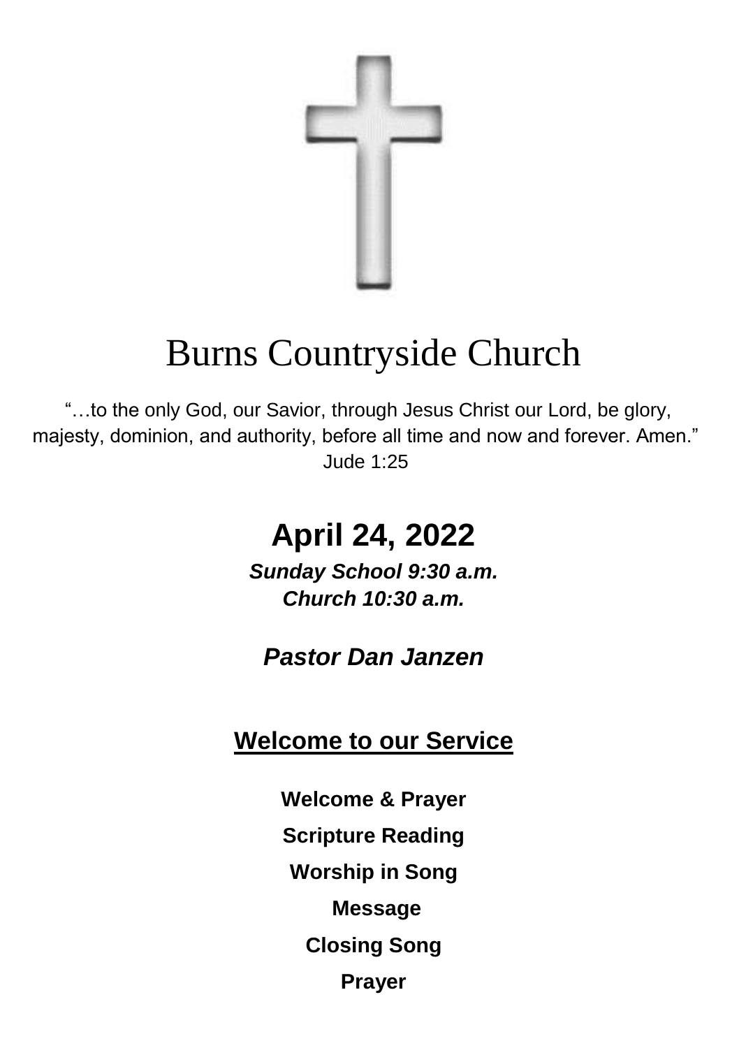# Burns Countryside Church

"…to the only God, our Savior, through Jesus Christ our Lord, be glory, majesty, dominion, and authority, before all time and now and forever. Amen."
Jude 1:25

## April 24, 2022

***Sunday School 9:30 a.m.***
***Church 10:30 a.m.***

***Pastor Dan Janzen***

## Welcome to our Service

**Welcome & Prayer**

**Scripture Reading**

**Worship in Song**

**Message**

**Closing Song**

**Prayer**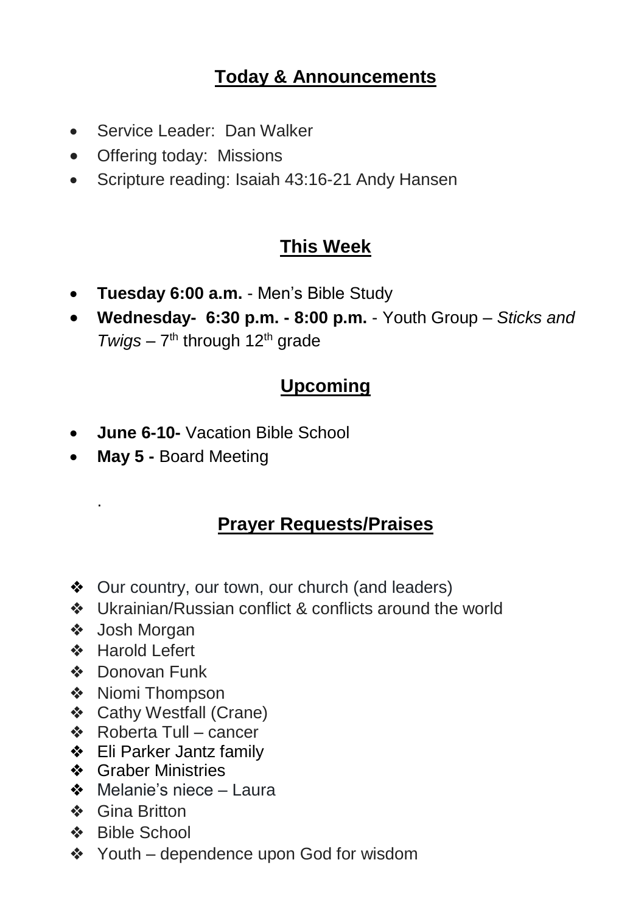## Today & Announcements

- Service Leader: Dan Walker
- Offering today: Missions
- Scripture reading: Isaiah 43:16-21 Andy Hansen

## This Week

- **Tuesday 6:00 a.m.** - Men's Bible Study
- **Wednesday- 6:30 p.m. - 8:00 p.m.** - Youth Group – *Sticks and Twigs* – 7th through 12th grade

## Upcoming

- **June 6-10-** Vacation Bible School
- **May 5 -** Board Meeting

## Prayer Requests/Praises

- Our country, our town, our church (and leaders)
- Ukrainian/Russian conflict & conflicts around the world
- Josh Morgan
- Harold Lefert
- Donovan Funk
- Niomi Thompson
- Cathy Westfall (Crane)
- Roberta Tull – cancer
- Eli Parker Jantz family
- Graber Ministries
- Melanie's niece – Laura
- Gina Britton
- Bible School
- Youth – dependence upon God for wisdom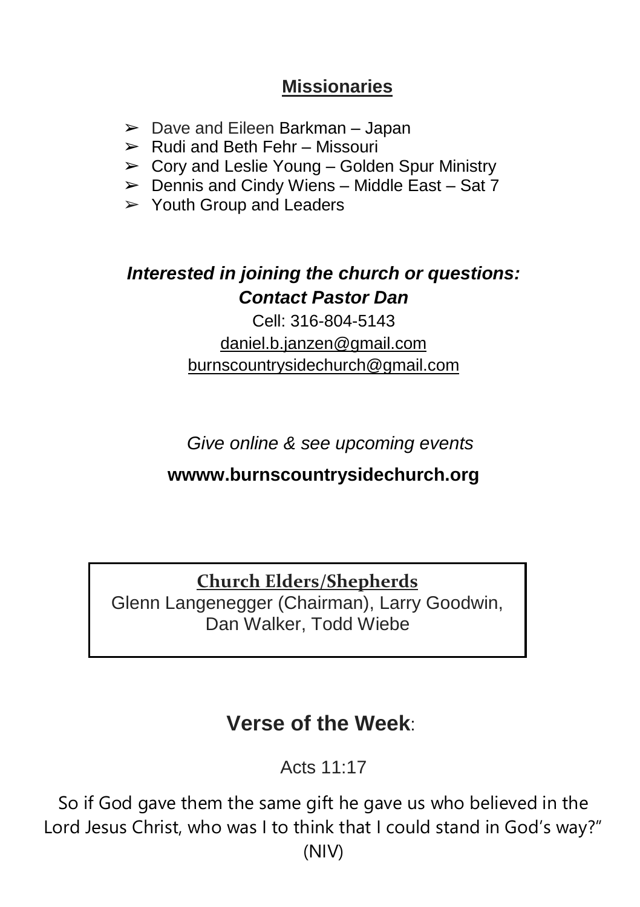## Missionaries

- Dave and Eileen Barkman – Japan
- Rudi and Beth Fehr – Missouri
- Cory and Leslie Young – Golden Spur Ministry
- Dennis and Cindy Wiens – Middle East – Sat 7
- Youth Group and Leaders

***Interested in joining the church or questions:***
***Contact Pastor Dan***

Cell: 316-804-5143
daniel.b.janzen@gmail.com
burnscountrysidechurch@gmail.com

*Give online & see upcoming events*

**wwww.burnscountrysidechurch.org**

**Church Elders/Shepherds**
Glenn Langenegger (Chairman), Larry Goodwin, Dan Walker, Todd Wiebe

## **Verse of the Week**:

Acts 11:17

So if God gave them the same gift he gave us who believed in the Lord Jesus Christ, who was I to think that I could stand in God's way?" (NIV)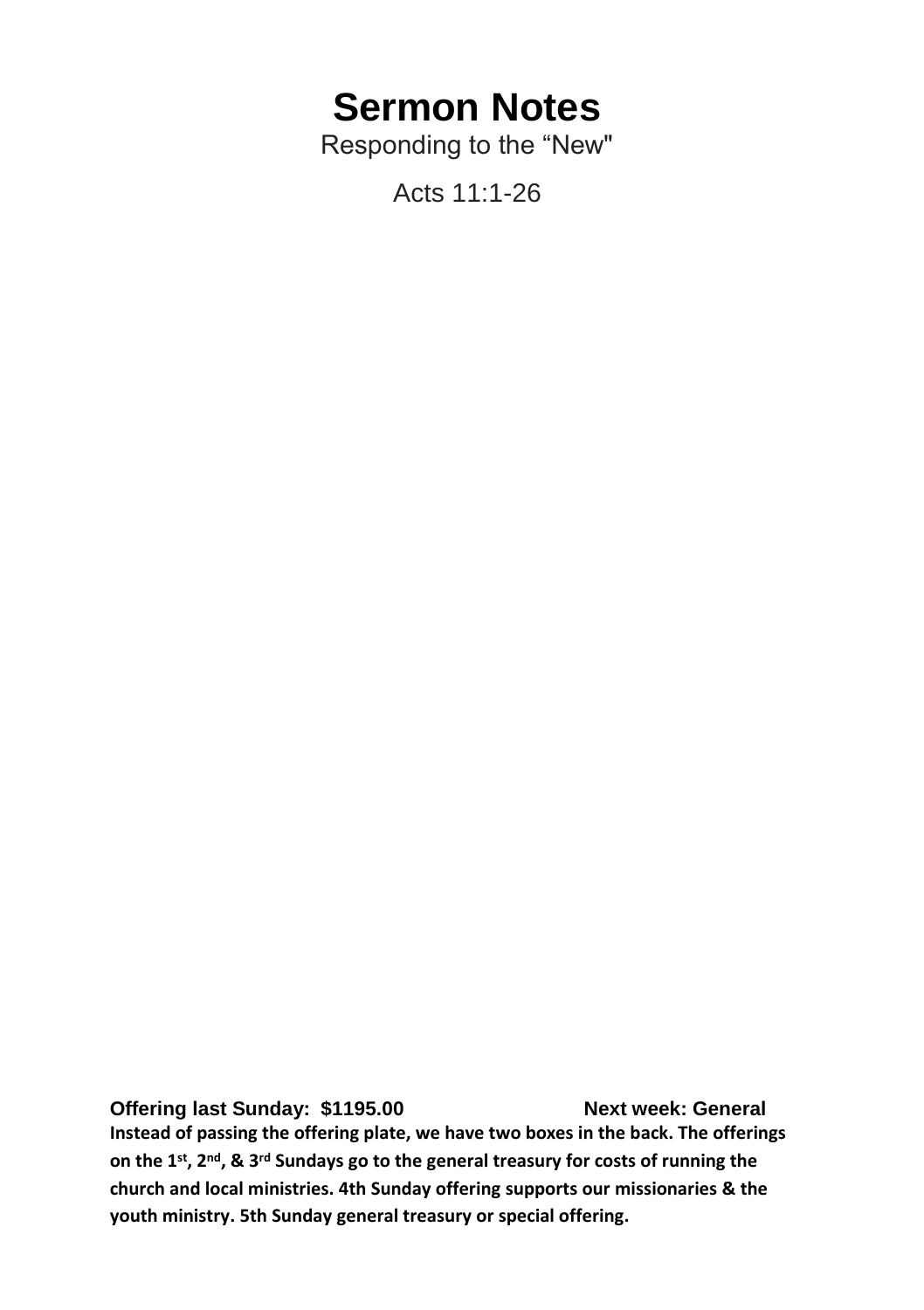# Sermon Notes

Responding to the “New"

Acts 11:1-26

**Offering last Sunday: $1195.00** **Next week: General**

**Instead of passing the offering plate, we have two boxes in the back. The offerings on the 1st, 2nd, & 3rd Sundays go to the general treasury for costs of running the church and local ministries. 4th Sunday offering supports our missionaries & the youth ministry. 5th Sunday general treasury or special offering.**